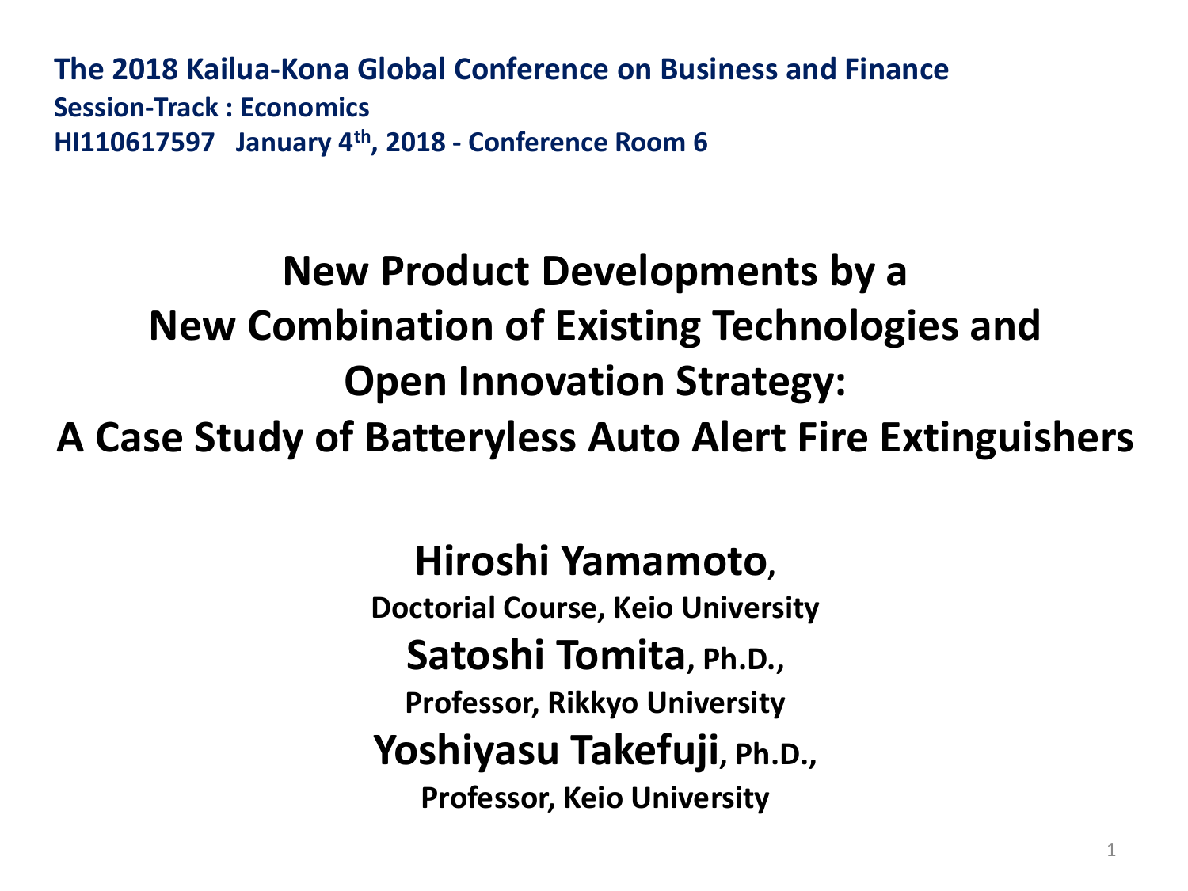**The 2018 Kailua-Kona Global Conference on Business and Finance**
**Session-Track : Economics**
**HI110617597 January 4th, 2018 - Conference Room 6**

# New Product Developments by a New Combination of Existing Technologies and Open Innovation Strategy: A Case Study of Batteryless Auto Alert Fire Extinguishers

**Hiroshi Yamamoto**,
**Doctorial Course, Keio University**

**Satoshi Tomita**, **Ph.D.**,
**Professor, Rikkyo University**

**Yoshiyasu Takefuji**, **Ph.D.**,
**Professor, Keio University**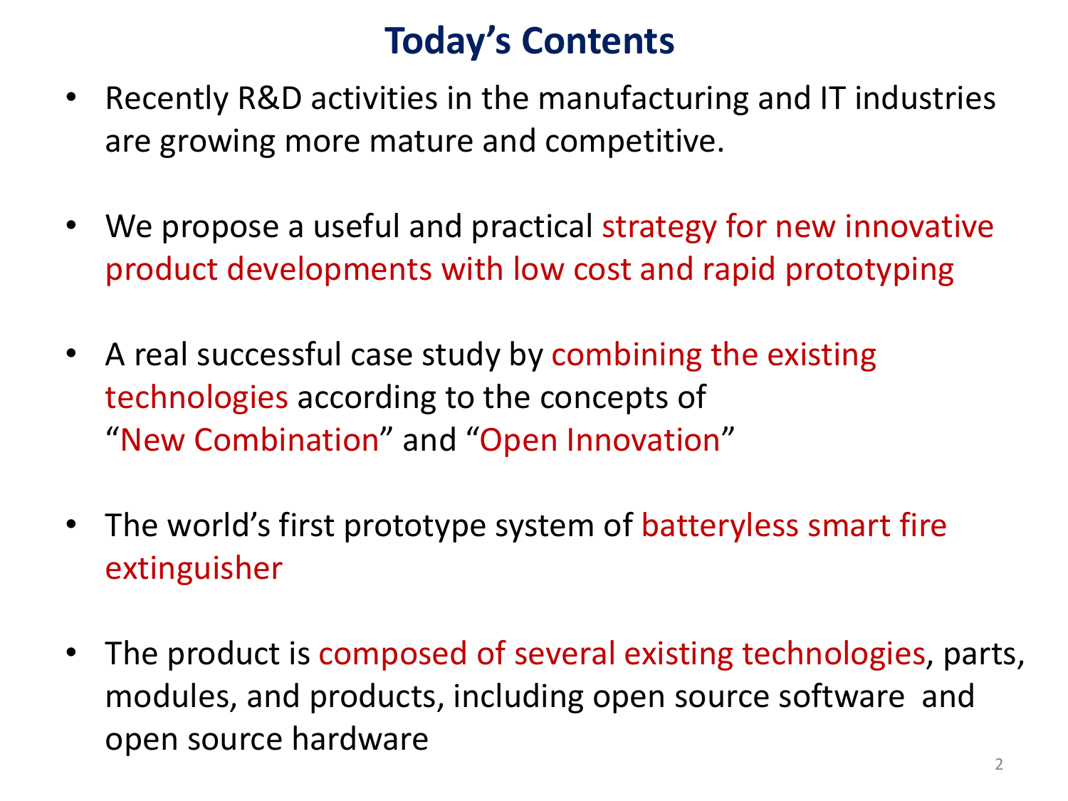# Today's Contents

- Recently R&D activities in the manufacturing and IT industries are growing more mature and competitive.

- We propose a useful and practical strategy for new innovative product developments with low cost and rapid prototyping

- A real successful case study by combining the existing technologies according to the concepts of "New Combination" and "Open Innovation"

- The world's first prototype system of batteryless smart fire extinguisher

- The product is composed of several existing technologies, parts, modules, and products, including open source software and open source hardware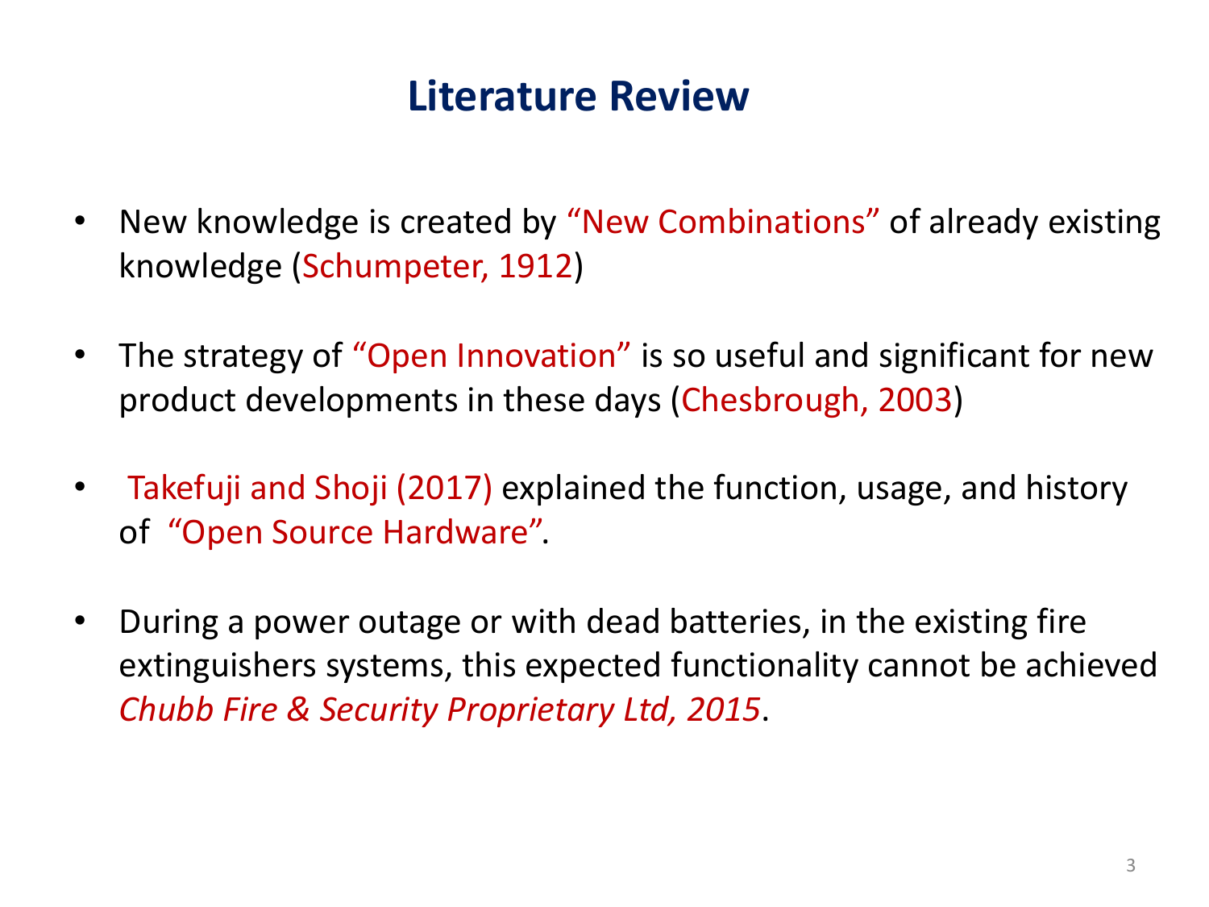# Literature Review

- New knowledge is created by "New Combinations" of already existing knowledge (Schumpeter, 1912)
- The strategy of "Open Innovation" is so useful and significant for new product developments in these days (Chesbrough, 2003)
- Takefuji and Shoji (2017) explained the function, usage, and history of "Open Source Hardware".
- During a power outage or with dead batteries, in the existing fire extinguishers systems, this expected functionality cannot be achieved *Chubb Fire & Security Proprietary Ltd, 2015*.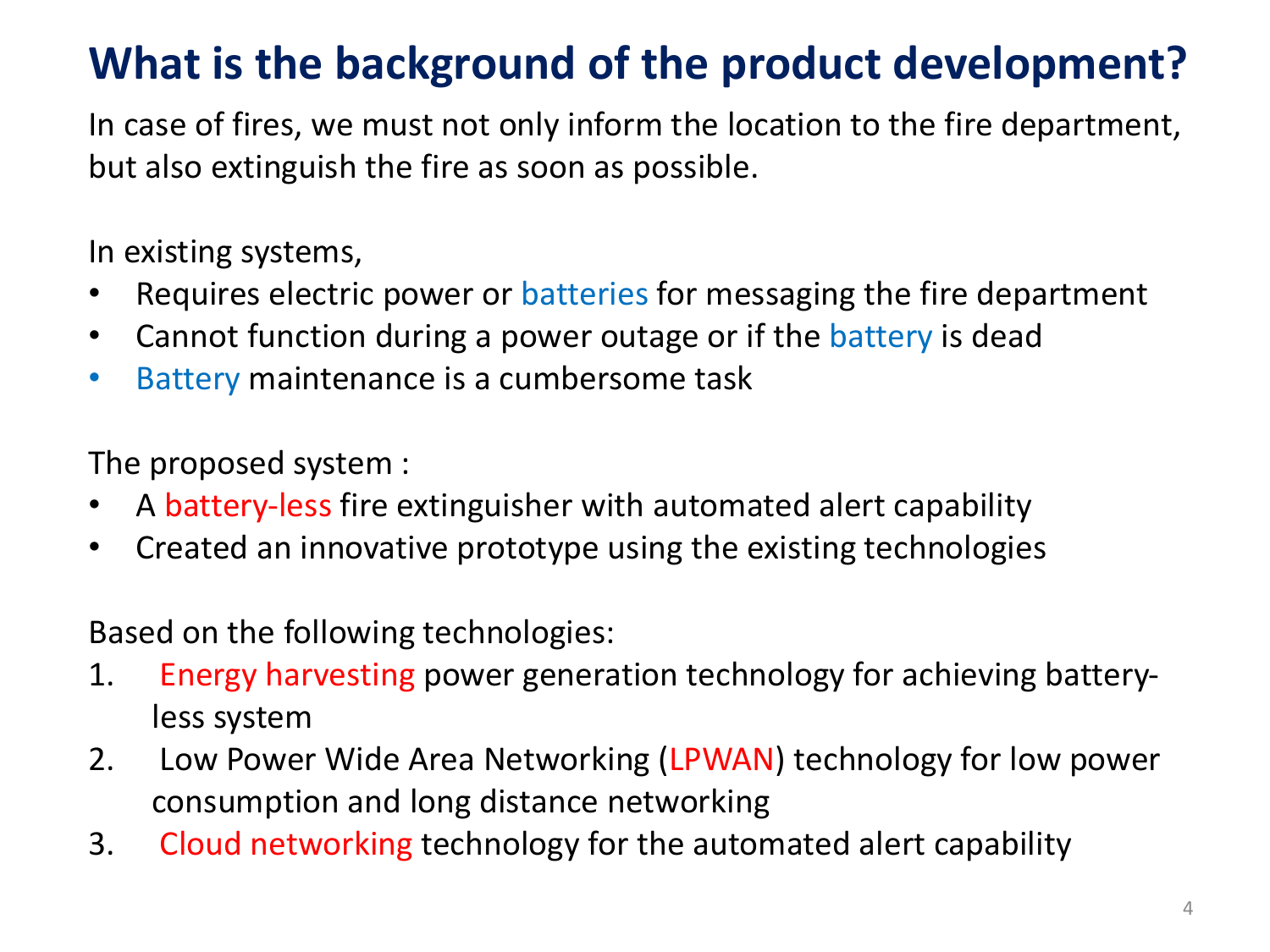# What is the background of the product development?

In case of fires, we must not only inform the location to the fire department, but also extinguish the fire as soon as possible.

In existing systems,

- Requires electric power or batteries for messaging the fire department
- Cannot function during a power outage or if the battery is dead
- Battery maintenance is a cumbersome task

The proposed system :

- A battery-less fire extinguisher with automated alert capability
- Created an innovative prototype using the existing technologies

Based on the following technologies:

1. Energy harvesting power generation technology for achieving battery-less system
2. Low Power Wide Area Networking (LPWAN) technology for low power consumption and long distance networking
3. Cloud networking technology for the automated alert capability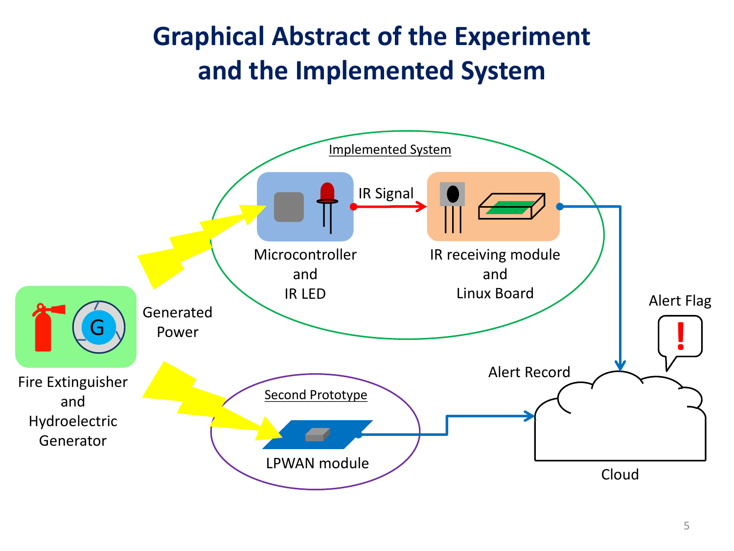# Graphical Abstract of the Experiment and the Implemented System

Implemented System

IR Signal

Microcontroller and IR LED

IR receiving module and Linux Board

Generated Power

Fire Extinguisher and Hydroelectric Generator

Alert Flag

Alert Record

Second Prototype

LPWAN module

Cloud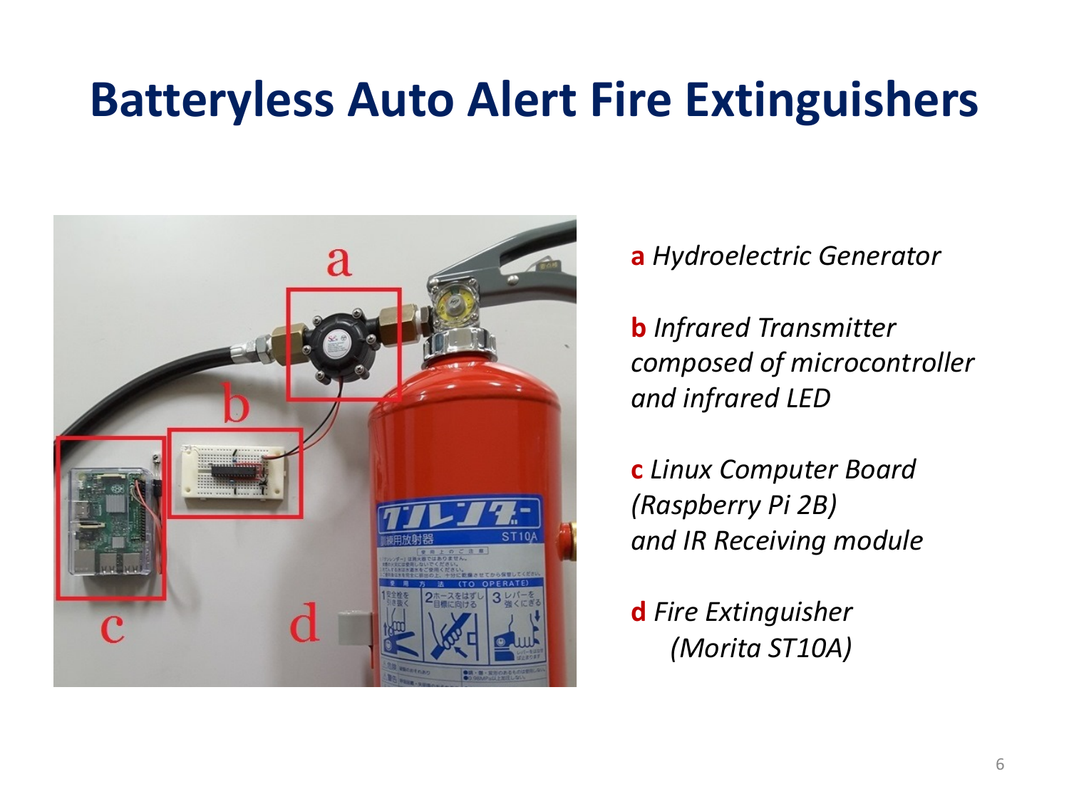# Batteryless Auto Alert Fire Extinguishers

**a** *Hydroelectric Generator*

**b** *Infrared Transmitter composed of microcontroller and infrared LED*

**c** *Linux Computer Board (Raspberry Pi 2B) and IR Receiving module*

**d** *Fire Extinguisher (Morita ST10A)*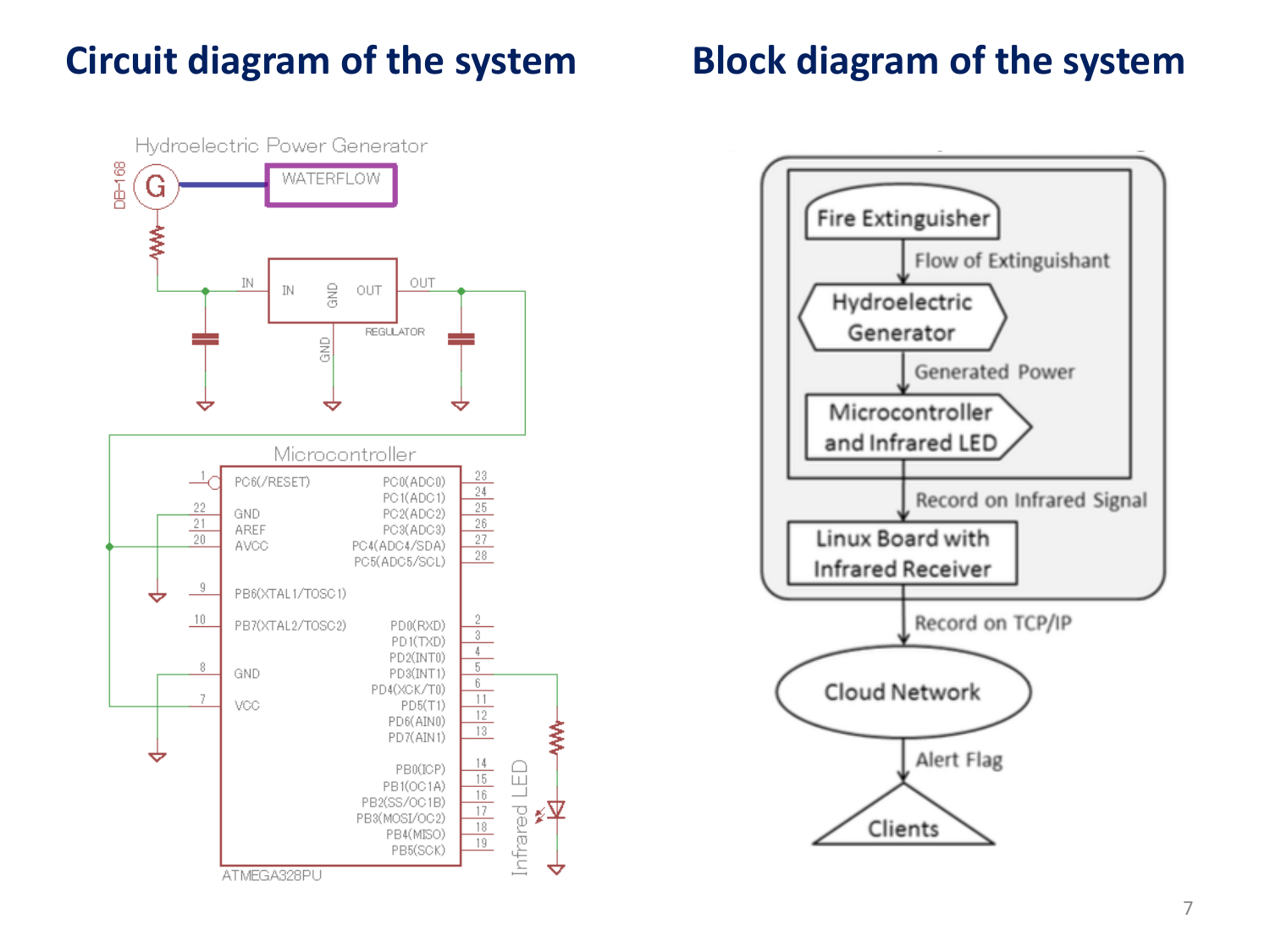## Circuit diagram of the system

Hydroelectric Power Generator

DB-168 G — WATERFLOW

IN — REGULATOR (IN, GND, OUT) — OUT

Microcontroller

ATMEGA328PU

| Pin | Name | Pin | Name |
|---|---|---|---|
| 1 | PC6(/RESET) | 23 | PC0(ADC0) |
| 22 | GND | 24 | PC1(ADC1) |
| 21 | AREF | 25 | PC2(ADC2) |
| 20 | AVCC | 26 | PC3(ADC3) |
| 9 | PB6(XTAL1/TOSC1) | 27 | PC4(ADC4/SDA) |
| 10 | PB7(XTAL2/TOSC2) | 28 | PC5(ADC5/SCL) |
| 8 | GND | 2 | PD0(RXD) |
| 7 | VCC | 3 | PD1(TXD) |
| | | 4 | PD2(INT0) |
| | | 5 | PD3(INT1) |
| | | 6 | PD4(XCK/T0) |
| | | 11 | PD5(T1) |
| | | 12 | PD6(AIN0) |
| | | 13 | PD7(AIN1) |
| | | 14 | PB0(ICP) |
| | | 15 | PB1(OC1A) |
| | | 16 | PB2(SS/OC1B) |
| | | 17 | PB3(MOSI/OC2) |
| | | 18 | PB4(MISO) |
| | | 19 | PB5(SCK) |

Infrared LED

## Block diagram of the system

Fire Extinguisher → Flow of Extinguishant → Hydroelectric Generator → Generated Power → Microcontroller and Infrared LED → Record on Infrared Signal → Linux Board with Infrared Receiver → Record on TCP/IP → Cloud Network → Alert Flag → Clients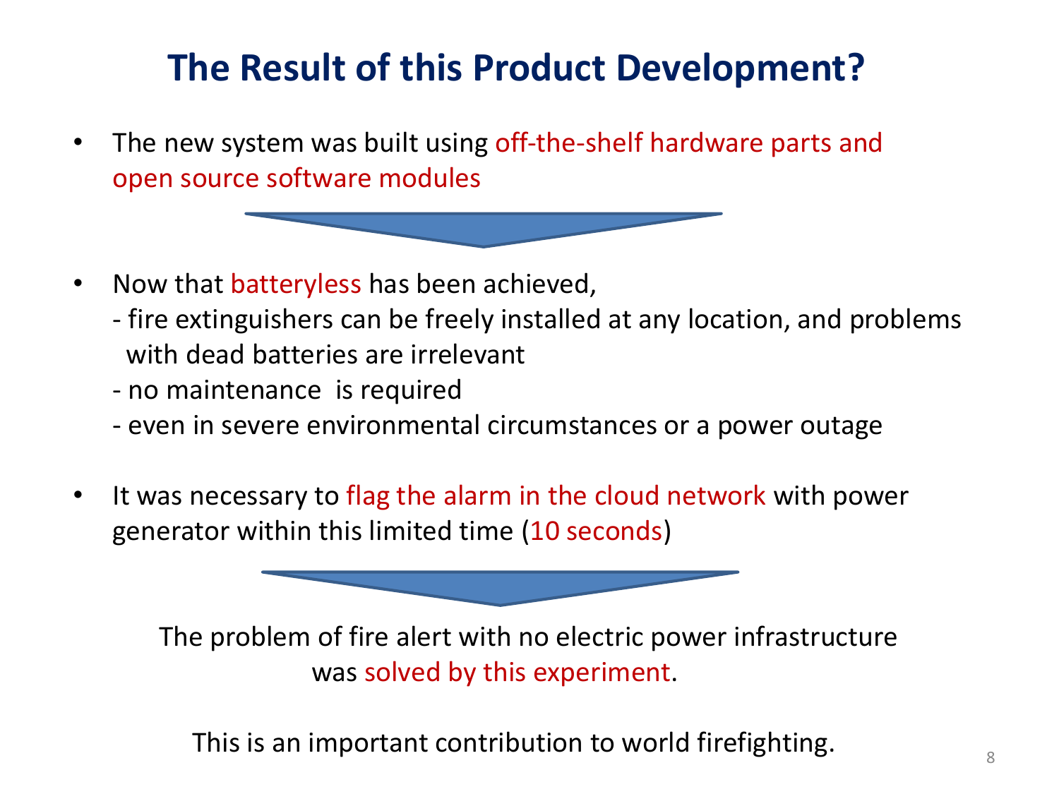# The Result of this Product Development?

- The new system was built using off-the-shelf hardware parts and open source software modules

- Now that batteryless has been achieved,
  - fire extinguishers can be freely installed at any location, and problems with dead batteries are irrelevant
  - no maintenance is required
  - even in severe environmental circumstances or a power outage

- It was necessary to flag the alarm in the cloud network with power generator within this limited time (10 seconds)

The problem of fire alert with no electric power infrastructure was solved by this experiment.

This is an important contribution to world firefighting.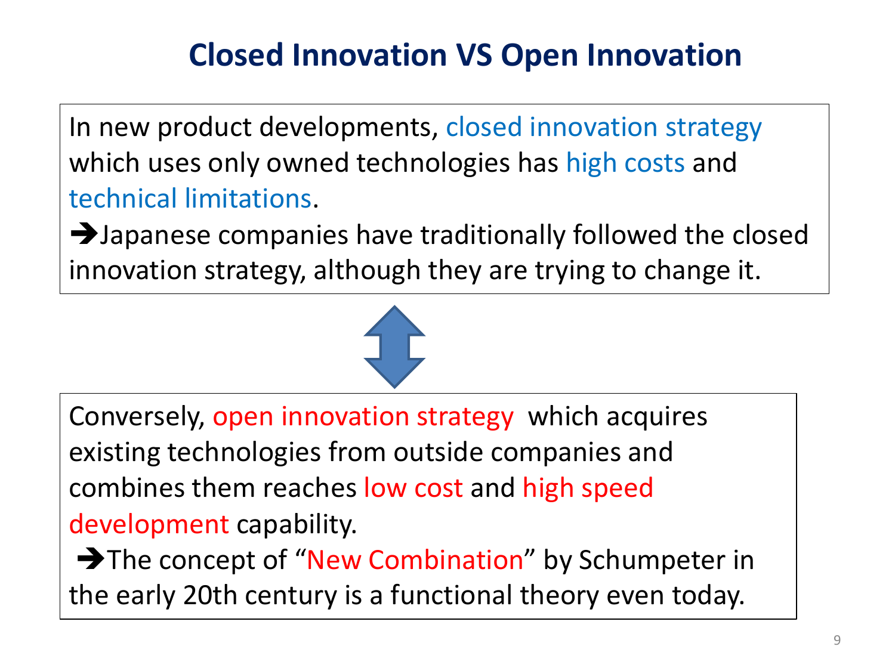# Closed Innovation VS Open Innovation

In new product developments, closed innovation strategy which uses only owned technologies has high costs and technical limitations.

➔Japanese companies have traditionally followed the closed innovation strategy, although they are trying to change it.

⇕

Conversely, open innovation strategy which acquires existing technologies from outside companies and combines them reaches low cost and high speed development capability.

➔The concept of "New Combination" by Schumpeter in the early 20th century is a functional theory even today.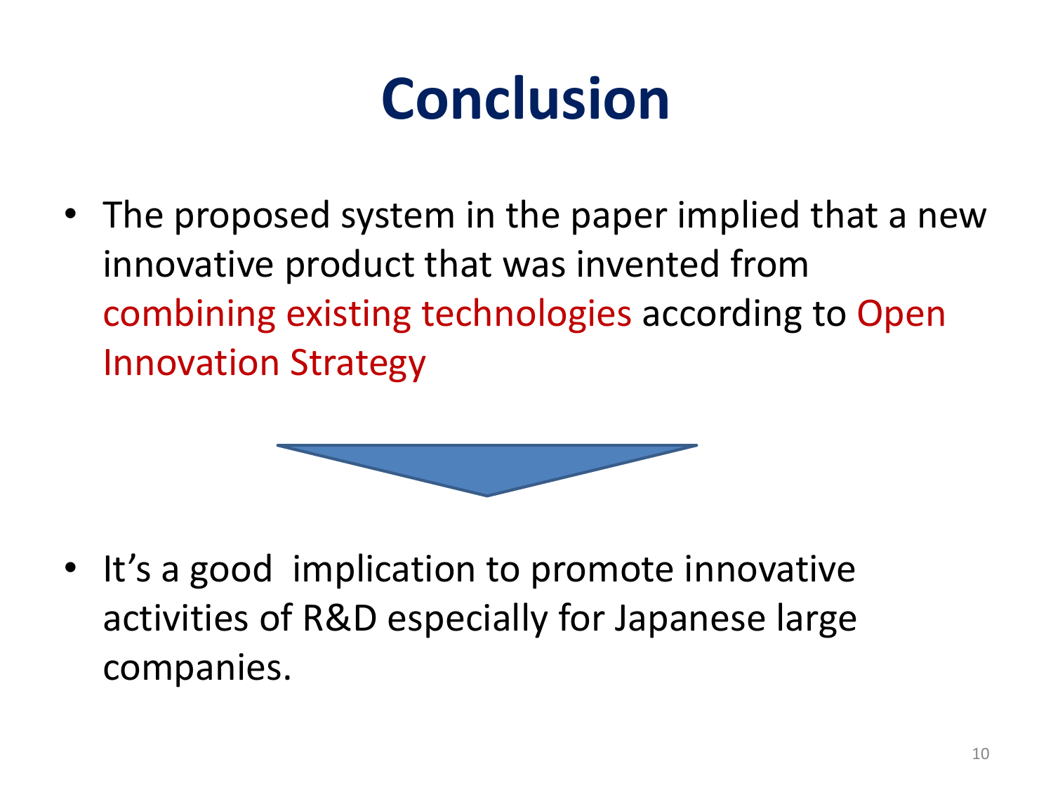# Conclusion

- The proposed system in the paper implied that a new innovative product that was invented from combining existing technologies according to Open Innovation Strategy

- It's a good implication to promote innovative activities of R&D especially for Japanese large companies.